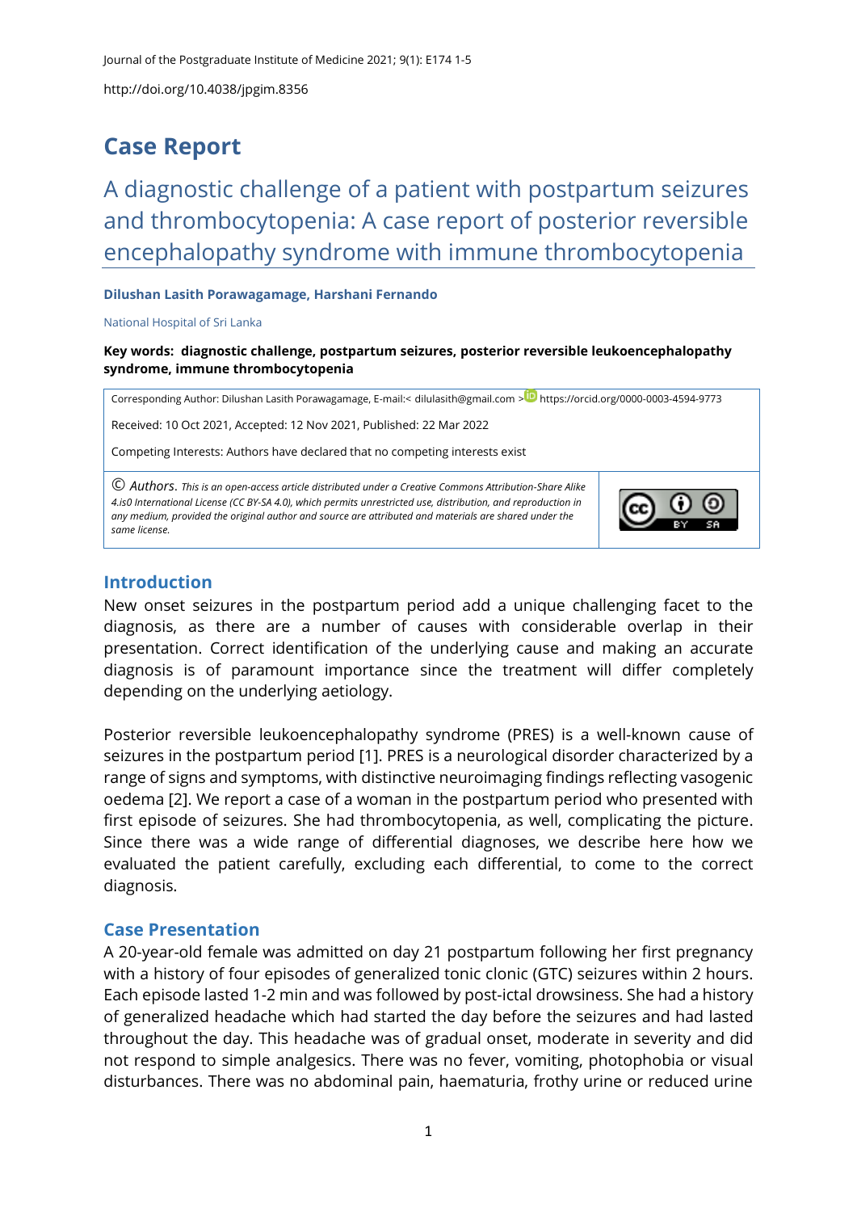# Case Report

## A diagnostic challenge of a patient with postpartum seizures and thrombocytopenia: A case report of posterior reversible encephalopathy syndrome with immune thrombocytopenia

**Dilushan Lasith Porawagamage, Harshani Fernando**

National Hospital of Sri Lanka

**Key words: diagnostic challenge, postpartum seizures, posterior reversible leukoencephalopathy syndrome, immune thrombocytopenia**

Corresponding Author: Dilushan Lasith Porawagamage, E-mail:< dilulasith@gmail.com > https://orcid.org/0000-0003-4594-9773

Received: 10 Oct 2021, Accepted: 12 Nov 2021, Published: 22 Mar 2022

Competing Interests: Authors have declared that no competing interests exist

© *Authors. This is an open-access article distributed under a Creative Commons Attribution-Share Alike 4.is0 International License (CC BY-SA 4.0), which permits unrestricted use, distribution, and reproduction in any medium, provided the original author and source are attributed and materials are shared under the same license.*

## Introduction

New onset seizures in the postpartum period add a unique challenging facet to the diagnosis, as there are a number of causes with considerable overlap in their presentation. Correct identification of the underlying cause and making an accurate diagnosis is of paramount importance since the treatment will differ completely depending on the underlying aetiology.

Posterior reversible leukoencephalopathy syndrome (PRES) is a well-known cause of seizures in the postpartum period [1]. PRES is a neurological disorder characterized by a range of signs and symptoms, with distinctive neuroimaging findings reflecting vasogenic oedema [2]. We report a case of a woman in the postpartum period who presented with first episode of seizures. She had thrombocytopenia, as well, complicating the picture. Since there was a wide range of differential diagnoses, we describe here how we evaluated the patient carefully, excluding each differential, to come to the correct diagnosis.

## Case Presentation

A 20-year-old female was admitted on day 21 postpartum following her first pregnancy with a history of four episodes of generalized tonic clonic (GTC) seizures within 2 hours. Each episode lasted 1-2 min and was followed by post-ictal drowsiness. She had a history of generalized headache which had started the day before the seizures and had lasted throughout the day. This headache was of gradual onset, moderate in severity and did not respond to simple analgesics. There was no fever, vomiting, photophobia or visual disturbances. There was no abdominal pain, haematuria, frothy urine or reduced urine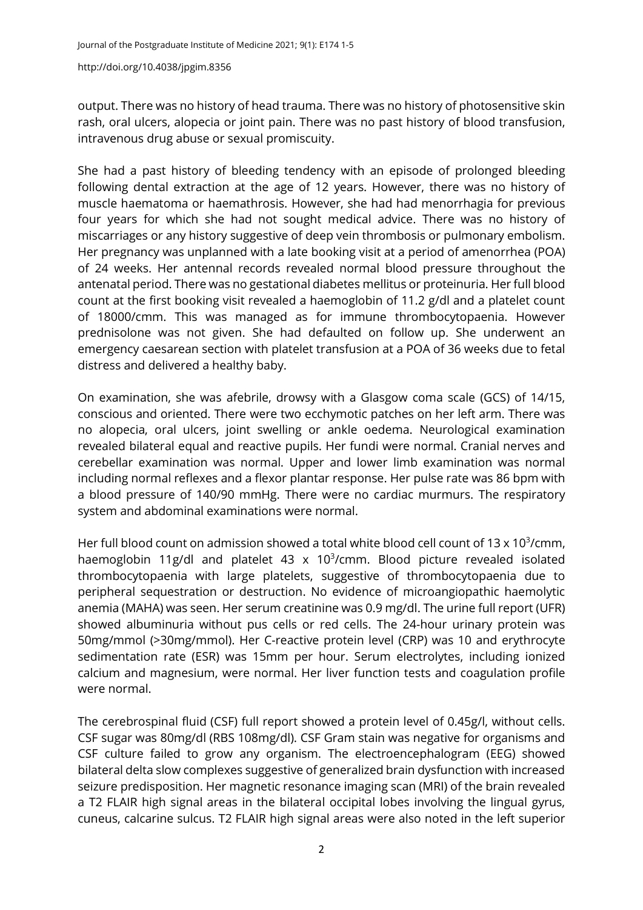output. There was no history of head trauma. There was no history of photosensitive skin rash, oral ulcers, alopecia or joint pain. There was no past history of blood transfusion, intravenous drug abuse or sexual promiscuity.

She had a past history of bleeding tendency with an episode of prolonged bleeding following dental extraction at the age of 12 years. However, there was no history of muscle haematoma or haemathrosis. However, she had had menorrhagia for previous four years for which she had not sought medical advice. There was no history of miscarriages or any history suggestive of deep vein thrombosis or pulmonary embolism. Her pregnancy was unplanned with a late booking visit at a period of amenorrhea (POA) of 24 weeks. Her antennal records revealed normal blood pressure throughout the antenatal period. There was no gestational diabetes mellitus or proteinuria. Her full blood count at the first booking visit revealed a haemoglobin of 11.2 g/dl and a platelet count of 18000/cmm. This was managed as for immune thrombocytopaenia. However prednisolone was not given. She had defaulted on follow up. She underwent an emergency caesarean section with platelet transfusion at a POA of 36 weeks due to fetal distress and delivered a healthy baby.

On examination, she was afebrile, drowsy with a Glasgow coma scale (GCS) of 14/15, conscious and oriented. There were two ecchymotic patches on her left arm. There was no alopecia, oral ulcers, joint swelling or ankle oedema. Neurological examination revealed bilateral equal and reactive pupils. Her fundi were normal. Cranial nerves and cerebellar examination was normal. Upper and lower limb examination was normal including normal reflexes and a flexor plantar response. Her pulse rate was 86 bpm with a blood pressure of 140/90 mmHg. There were no cardiac murmurs. The respiratory system and abdominal examinations were normal.

Her full blood count on admission showed a total white blood cell count of 13 x $10^3$/cmm, haemoglobin 11g/dl and platelet 43 x $10^3$/cmm. Blood picture revealed isolated thrombocytopaenia with large platelets, suggestive of thrombocytopaenia due to peripheral sequestration or destruction. No evidence of microangiopathic haemolytic anemia (MAHA) was seen. Her serum creatinine was 0.9 mg/dl. The urine full report (UFR) showed albuminuria without pus cells or red cells. The 24-hour urinary protein was 50mg/mmol (>30mg/mmol). Her C-reactive protein level (CRP) was 10 and erythrocyte sedimentation rate (ESR) was 15mm per hour. Serum electrolytes, including ionized calcium and magnesium, were normal. Her liver function tests and coagulation profile were normal.

The cerebrospinal fluid (CSF) full report showed a protein level of 0.45g/l, without cells. CSF sugar was 80mg/dl (RBS 108mg/dl). CSF Gram stain was negative for organisms and CSF culture failed to grow any organism. The electroencephalogram (EEG) showed bilateral delta slow complexes suggestive of generalized brain dysfunction with increased seizure predisposition. Her magnetic resonance imaging scan (MRI) of the brain revealed a T2 FLAIR high signal areas in the bilateral occipital lobes involving the lingual gyrus, cuneus, calcarine sulcus. T2 FLAIR high signal areas were also noted in the left superior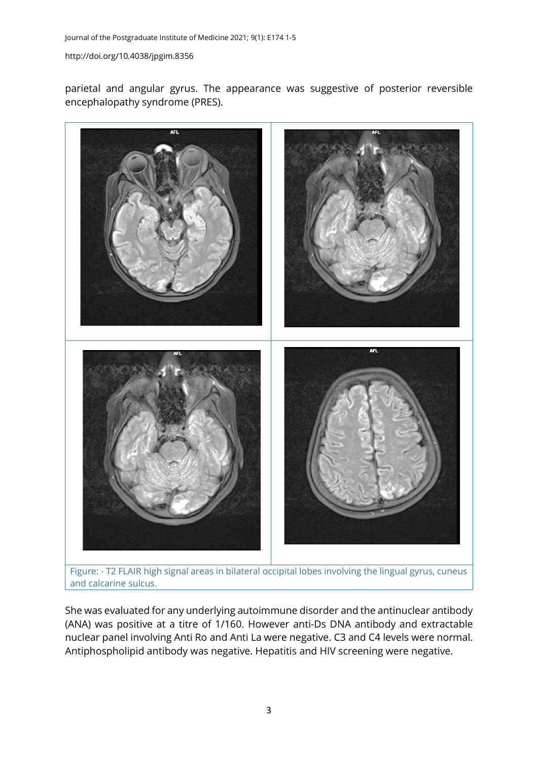parietal and angular gyrus. The appearance was suggestive of posterior reversible encephalopathy syndrome (PRES).

Figure: - T2 FLAIR high signal areas in bilateral occipital lobes involving the lingual gyrus, cuneus and calcarine sulcus.

She was evaluated for any underlying autoimmune disorder and the antinuclear antibody (ANA) was positive at a titre of 1/160. However anti-Ds DNA antibody and extractable nuclear panel involving Anti Ro and Anti La were negative. C3 and C4 levels were normal. Antiphospholipid antibody was negative. Hepatitis and HIV screening were negative.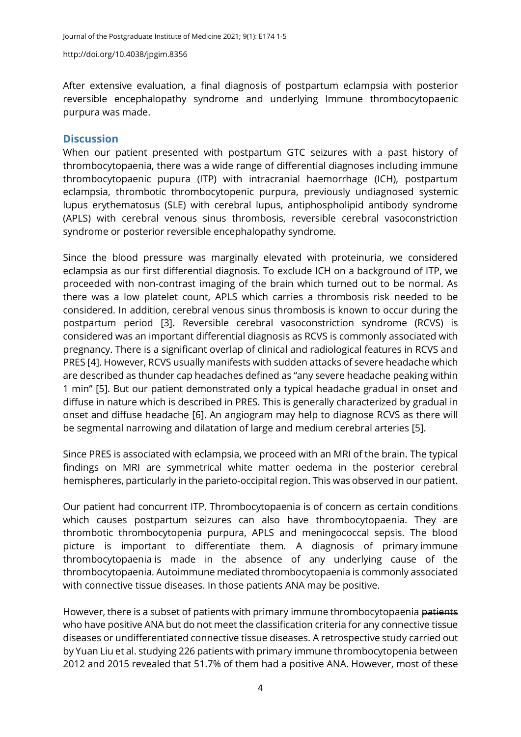After extensive evaluation, a final diagnosis of postpartum eclampsia with posterior reversible encephalopathy syndrome and underlying Immune thrombocytopaenic purpura was made.

## Discussion

When our patient presented with postpartum GTC seizures with a past history of thrombocytopaenia, there was a wide range of differential diagnoses including immune thrombocytopaenic pupura (ITP) with intracranial haemorrhage (ICH), postpartum eclampsia, thrombotic thrombocytopenic purpura, previously undiagnosed systemic lupus erythematosus (SLE) with cerebral lupus, antiphospholipid antibody syndrome (APLS) with cerebral venous sinus thrombosis, reversible cerebral vasoconstriction syndrome or posterior reversible encephalopathy syndrome.

Since the blood pressure was marginally elevated with proteinuria, we considered eclampsia as our first differential diagnosis. To exclude ICH on a background of ITP, we proceeded with non-contrast imaging of the brain which turned out to be normal. As there was a low platelet count, APLS which carries a thrombosis risk needed to be considered. In addition, cerebral venous sinus thrombosis is known to occur during the postpartum period [3]. Reversible cerebral vasoconstriction syndrome (RCVS) is considered was an important differential diagnosis as RCVS is commonly associated with pregnancy. There is a significant overlap of clinical and radiological features in RCVS and PRES [4]. However, RCVS usually manifests with sudden attacks of severe headache which are described as thunder cap headaches defined as "any severe headache peaking within 1 min" [5]. But our patient demonstrated only a typical headache gradual in onset and diffuse in nature which is described in PRES. This is generally characterized by gradual in onset and diffuse headache [6]. An angiogram may help to diagnose RCVS as there will be segmental narrowing and dilatation of large and medium cerebral arteries [5].

Since PRES is associated with eclampsia, we proceed with an MRI of the brain. The typical findings on MRI are symmetrical white matter oedema in the posterior cerebral hemispheres, particularly in the parieto-occipital region. This was observed in our patient.

Our patient had concurrent ITP. Thrombocytopaenia is of concern as certain conditions which causes postpartum seizures can also have thrombocytopaenia. They are thrombotic thrombocytopenia purpura, APLS and meningococcal sepsis. The blood picture is important to differentiate them. A diagnosis of primary immune thrombocytopaenia is made in the absence of any underlying cause of the thrombocytopaenia. Autoimmune mediated thrombocytopaenia is commonly associated with connective tissue diseases. In those patients ANA may be positive.

However, there is a subset of patients with primary immune thrombocytopaenia ~~patients~~ who have positive ANA but do not meet the classification criteria for any connective tissue diseases or undifferentiated connective tissue diseases. A retrospective study carried out by Yuan Liu et al. studying 226 patients with primary immune thrombocytopenia between 2012 and 2015 revealed that 51.7% of them had a positive ANA. However, most of these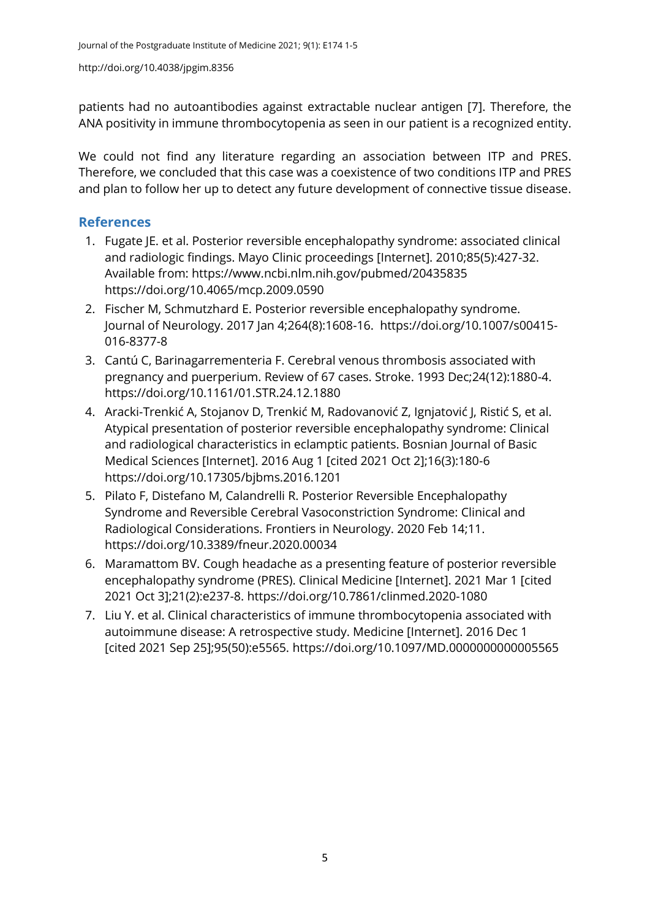patients had no autoantibodies against extractable nuclear antigen [7]. Therefore, the ANA positivity in immune thrombocytopenia as seen in our patient is a recognized entity.

We could not find any literature regarding an association between ITP and PRES. Therefore, we concluded that this case was a coexistence of two conditions ITP and PRES and plan to follow her up to detect any future development of connective tissue disease.

## References

1. Fugate JE. et al. Posterior reversible encephalopathy syndrome: associated clinical and radiologic findings. Mayo Clinic proceedings [Internet]. 2010;85(5):427-32. Available from: https://www.ncbi.nlm.nih.gov/pubmed/20435835 https://doi.org/10.4065/mcp.2009.0590
2. Fischer M, Schmutzhard E. Posterior reversible encephalopathy syndrome. Journal of Neurology. 2017 Jan 4;264(8):1608-16. https://doi.org/10.1007/s00415-016-8377-8
3. Cantú C, Barinagarrementeria F. Cerebral venous thrombosis associated with pregnancy and puerperium. Review of 67 cases. Stroke. 1993 Dec;24(12):1880-4. https://doi.org/10.1161/01.STR.24.12.1880
4. Aracki-Trenkić A, Stojanov D, Trenkić M, Radovanović Z, Ignjatović J, Ristić S, et al. Atypical presentation of posterior reversible encephalopathy syndrome: Clinical and radiological characteristics in eclamptic patients. Bosnian Journal of Basic Medical Sciences [Internet]. 2016 Aug 1 [cited 2021 Oct 2];16(3):180-6 https://doi.org/10.17305/bjbms.2016.1201
5. Pilato F, Distefano M, Calandrelli R. Posterior Reversible Encephalopathy Syndrome and Reversible Cerebral Vasoconstriction Syndrome: Clinical and Radiological Considerations. Frontiers in Neurology. 2020 Feb 14;11. https://doi.org/10.3389/fneur.2020.00034
6. Maramattom BV. Cough headache as a presenting feature of posterior reversible encephalopathy syndrome (PRES). Clinical Medicine [Internet]. 2021 Mar 1 [cited 2021 Oct 3];21(2):e237-8. https://doi.org/10.7861/clinmed.2020-1080
7. Liu Y. et al. Clinical characteristics of immune thrombocytopenia associated with autoimmune disease: A retrospective study. Medicine [Internet]. 2016 Dec 1 [cited 2021 Sep 25];95(50):e5565. https://doi.org/10.1097/MD.0000000000005565